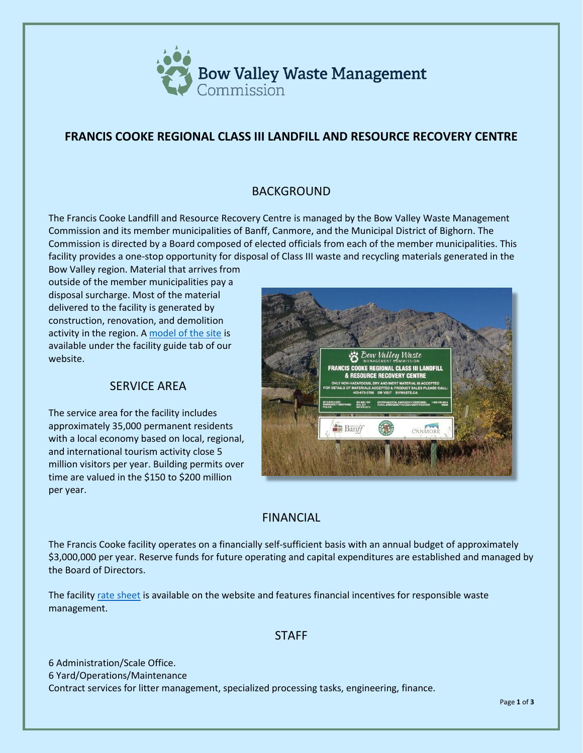# FRANCIS COOKE REGIONAL CLASS III LANDFILL AND RESOURCE RECOVERY CENTRE

## BACKGROUND

The Francis Cooke Landfill and Resource Recovery Centre is managed by the Bow Valley Waste Management Commission and its member municipalities of Banff, Canmore, and the Municipal District of Bighorn. The Commission is directed by a Board composed of elected officials from each of the member municipalities. This facility provides a one-stop opportunity for disposal of Class III waste and recycling materials generated in the Bow Valley region. Material that arrives from outside of the member municipalities pay a disposal surcharge. Most of the material delivered to the facility is generated by construction, renovation, and demolition activity in the region. A model of the site is available under the facility guide tab of our website.

## SERVICE AREA

The service area for the facility includes approximately 35,000 permanent residents with a local economy based on local, regional, and international tourism activity close 5 million visitors per year. Building permits over time are valued in the $150 to $200 million per year.

## FINANCIAL

The Francis Cooke facility operates on a financially self-sufficient basis with an annual budget of approximately $3,000,000 per year. Reserve funds for future operating and capital expenditures are established and managed by the Board of Directors.

The facility rate sheet is available on the website and features financial incentives for responsible waste management.

## STAFF

6 Administration/Scale Office.
6 Yard/Operations/Maintenance
Contract services for litter management, specialized processing tasks, engineering, finance.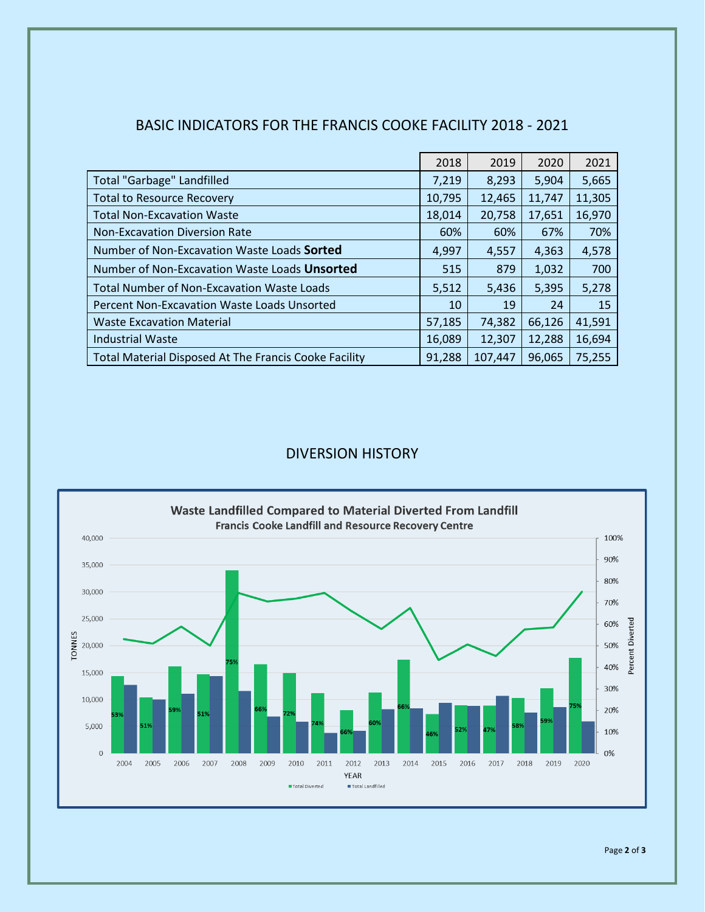## BASIC INDICATORS FOR THE FRANCIS COOKE FACILITY 2018 - 2021

| | 2018 | 2019 | 2020 | 2021 |
|---|---|---|---|---|
| Total "Garbage" Landfilled | 7,219 | 8,293 | 5,904 | 5,665 |
| Total to Resource Recovery | 10,795 | 12,465 | 11,747 | 11,305 |
| Total Non-Excavation Waste | 18,014 | 20,758 | 17,651 | 16,970 |
| Non-Excavation Diversion Rate | 60% | 60% | 67% | 70% |
| Number of Non-Excavation Waste Loads **Sorted** | 4,997 | 4,557 | 4,363 | 4,578 |
| Number of Non-Excavation Waste Loads **Unsorted** | 515 | 879 | 1,032 | 700 |
| Total Number of Non-Excavation Waste Loads | 5,512 | 5,436 | 5,395 | 5,278 |
| Percent Non-Excavation Waste Loads Unsorted | 10 | 19 | 24 | 15 |
| Waste Excavation Material | 57,185 | 74,382 | 66,126 | 41,591 |
| Industrial Waste | 16,089 | 12,307 | 12,288 | 16,694 |
| Total Material Disposed At The Francis Cooke Facility | 91,288 | 107,447 | 96,065 | 75,255 |

## DIVERSION HISTORY

**Waste Landfilled Compared to Material Diverted From Landfill**
**Francis Cooke Landfill and Resource Recovery Centre**

| YEAR | Percent Diverted |
|---|---|
| 2004 | 53% |
| 2005 | 51% |
| 2006 | 59% |
| 2007 | 51% |
| 2008 | 75% |
| 2009 | 66% |
| 2010 | 72% |
| 2011 | 74% |
| 2012 | 66% |
| 2013 | 60% |
| 2014 | 66% |
| 2015 | 46% |
| 2016 | 52% |
| 2017 | 47% |
| 2018 | 58% |
| 2019 | 59% |
| 2020 | 75% |

Total Diverted / Total Landfilled (TONNES)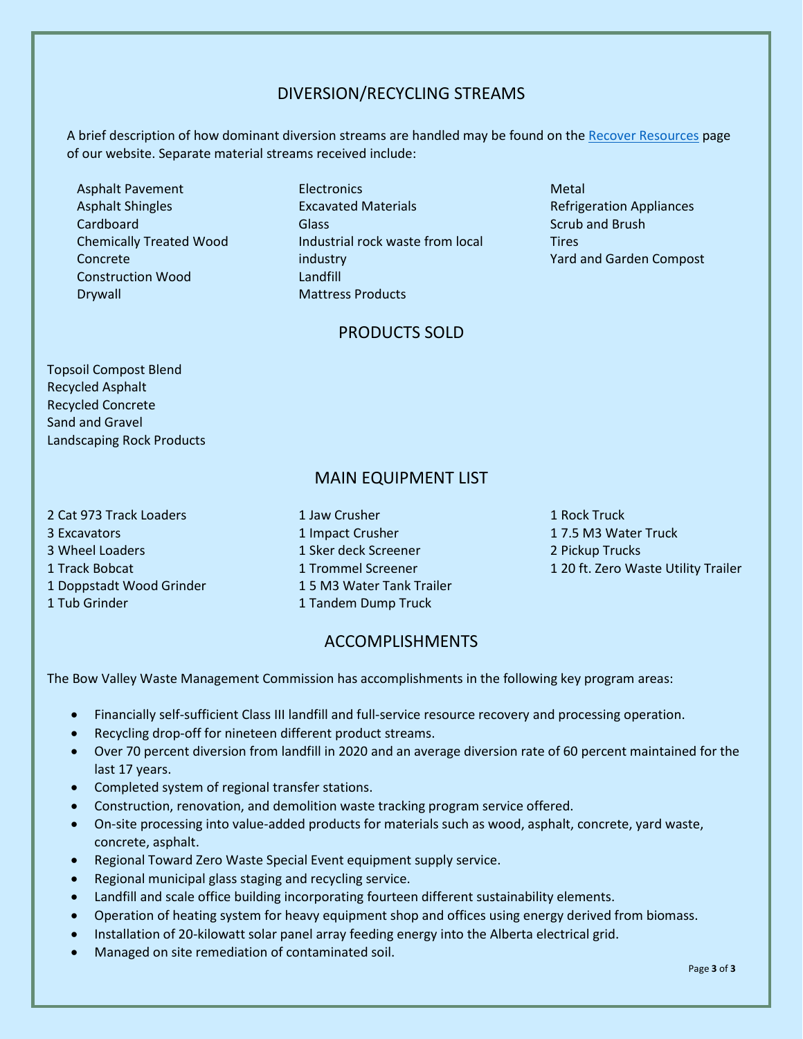## DIVERSION/RECYCLING STREAMS

A brief description of how dominant diversion streams are handled may be found on the [Recover Resources](#) page of our website. Separate material streams received include:

- Asphalt Pavement
- Asphalt Shingles
- Cardboard
- Chemically Treated Wood
- Concrete
- Construction Wood
- Drywall
- Electronics
- Excavated Materials
- Glass
- Industrial rock waste from local industry
- Landfill
- Mattress Products
- Metal
- Refrigeration Appliances
- Scrub and Brush
- Tires
- Yard and Garden Compost

## PRODUCTS SOLD

- Topsoil Compost Blend
- Recycled Asphalt
- Recycled Concrete
- Sand and Gravel
- Landscaping Rock Products

## MAIN EQUIPMENT LIST

- 2 Cat 973 Track Loaders
- 3 Excavators
- 3 Wheel Loaders
- 1 Track Bobcat
- 1 Doppstadt Wood Grinder
- 1 Tub Grinder
- 1 Jaw Crusher
- 1 Impact Crusher
- 1 Sker deck Screener
- 1 Trommel Screener
- 1 5 M3 Water Tank Trailer
- 1 Tandem Dump Truck
- 1 Rock Truck
- 1 7.5 M3 Water Truck
- 2 Pickup Trucks
- 1 20 ft. Zero Waste Utility Trailer

## ACCOMPLISHMENTS

The Bow Valley Waste Management Commission has accomplishments in the following key program areas:

- Financially self-sufficient Class III landfill and full-service resource recovery and processing operation.
- Recycling drop-off for nineteen different product streams.
- Over 70 percent diversion from landfill in 2020 and an average diversion rate of 60 percent maintained for the last 17 years.
- Completed system of regional transfer stations.
- Construction, renovation, and demolition waste tracking program service offered.
- On-site processing into value-added products for materials such as wood, asphalt, concrete, yard waste, concrete, asphalt.
- Regional Toward Zero Waste Special Event equipment supply service.
- Regional municipal glass staging and recycling service.
- Landfill and scale office building incorporating fourteen different sustainability elements.
- Operation of heating system for heavy equipment shop and offices using energy derived from biomass.
- Installation of 20-kilowatt solar panel array feeding energy into the Alberta electrical grid.
- Managed on site remediation of contaminated soil.